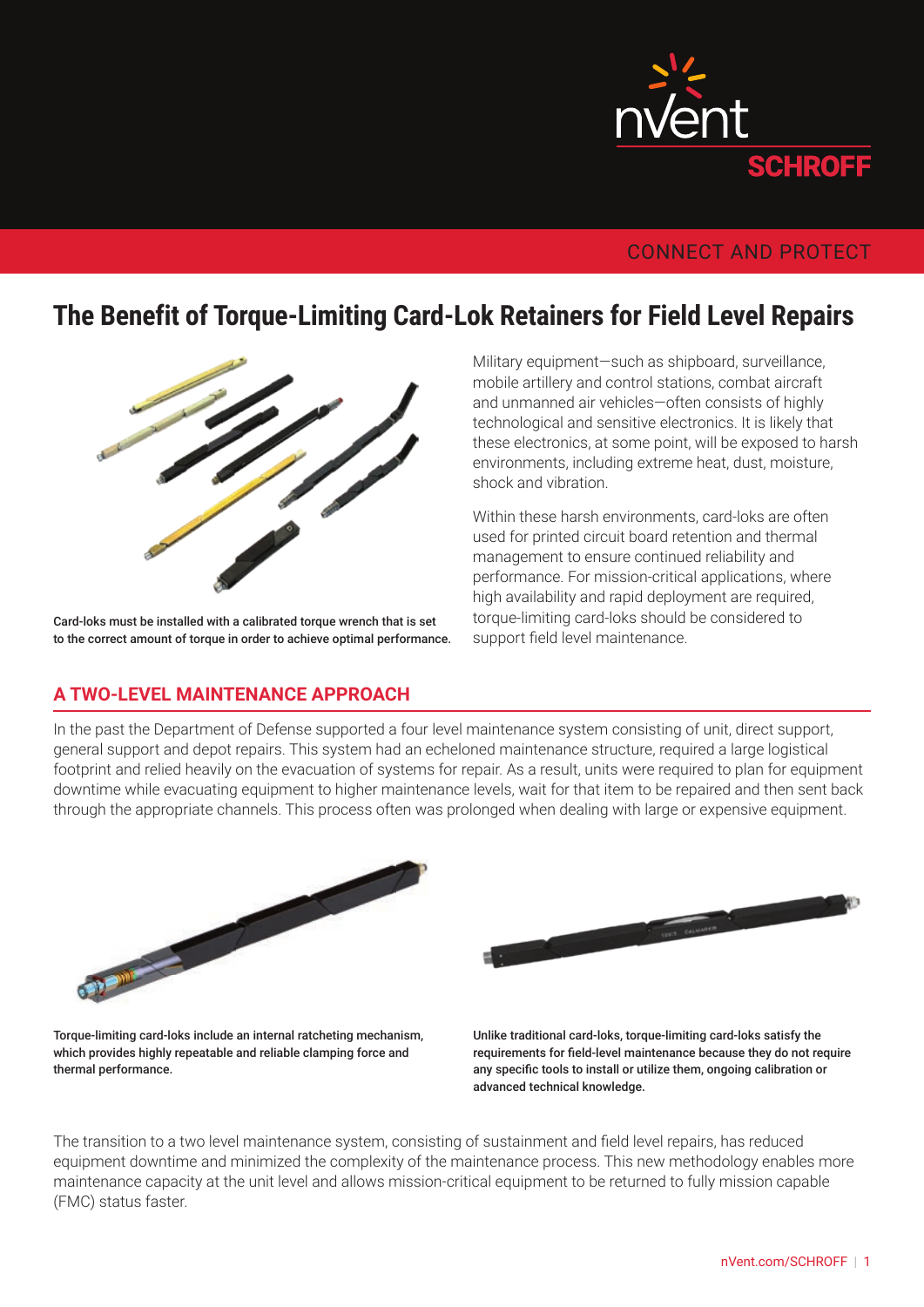# The Benefit of Torque-Limiting Card-Lok Retainers for Field Level Repairs

Card-loks must be installed with a calibrated torque wrench that is set to the correct amount of torque in order to achieve optimal performance.

Military equipment—such as shipboard, surveillance, mobile artillery and control stations, combat aircraft and unmanned air vehicles—often consists of highly technological and sensitive electronics. It is likely that these electronics, at some point, will be exposed to harsh environments, including extreme heat, dust, moisture, shock and vibration.

Within these harsh environments, card-loks are often used for printed circuit board retention and thermal management to ensure continued reliability and performance. For mission-critical applications, where high availability and rapid deployment are required, torque-limiting card-loks should be considered to support field level maintenance.

## A TWO-LEVEL MAINTENANCE APPROACH

In the past the Department of Defense supported a four level maintenance system consisting of unit, direct support, general support and depot repairs. This system had an echeloned maintenance structure, required a large logistical footprint and relied heavily on the evacuation of systems for repair. As a result, units were required to plan for equipment downtime while evacuating equipment to higher maintenance levels, wait for that item to be repaired and then sent back through the appropriate channels. This process often was prolonged when dealing with large or expensive equipment.

**Torque-limiting card-loks include an internal ratcheting mechanism, which provides highly repeatable and reliable clamping force and thermal performance.**

**Unlike traditional card-loks, torque-limiting card-loks satisfy the requirements for field-level maintenance because they do not require any specific tools to install or utilize them, ongoing calibration or advanced technical knowledge.**

The transition to a two level maintenance system, consisting of sustainment and field level repairs, has reduced equipment downtime and minimized the complexity of the maintenance process. This new methodology enables more maintenance capacity at the unit level and allows mission-critical equipment to be returned to fully mission capable (FMC) status faster.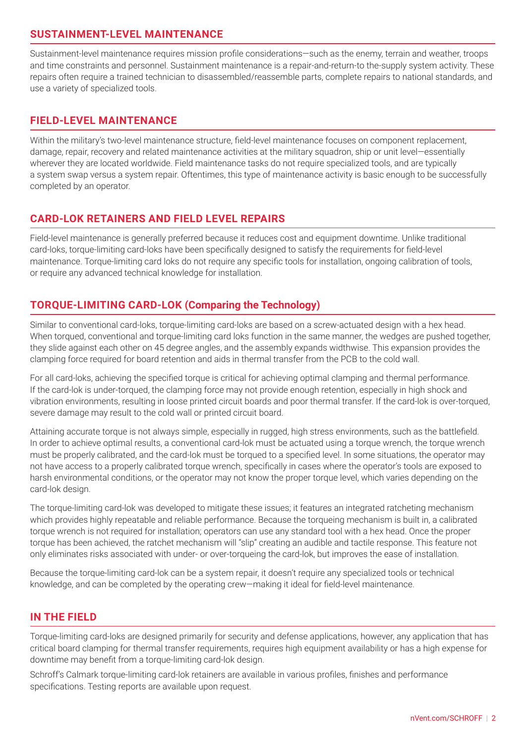## SUSTAINMENT-LEVEL MAINTENANCE

Sustainment-level maintenance requires mission profile considerations—such as the enemy, terrain and weather, troops and time constraints and personnel. Sustainment maintenance is a repair-and-return-to the-supply system activity. These repairs often require a trained technician to disassembled/reassemble parts, complete repairs to national standards, and use a variety of specialized tools.

## FIELD-LEVEL MAINTENANCE

Within the military's two-level maintenance structure, field-level maintenance focuses on component replacement, damage, repair, recovery and related maintenance activities at the military squadron, ship or unit level—essentially wherever they are located worldwide. Field maintenance tasks do not require specialized tools, and are typically a system swap versus a system repair. Oftentimes, this type of maintenance activity is basic enough to be successfully completed by an operator.

## CARD-LOK RETAINERS AND FIELD LEVEL REPAIRS

Field-level maintenance is generally preferred because it reduces cost and equipment downtime. Unlike traditional card-loks, torque-limiting card-loks have been specifically designed to satisfy the requirements for field-level maintenance. Torque-limiting card loks do not require any specific tools for installation, ongoing calibration of tools, or require any advanced technical knowledge for installation.

## TORQUE-LIMITING CARD-LOK (Comparing the Technology)

Similar to conventional card-loks, torque-limiting card-loks are based on a screw-actuated design with a hex head. When torqued, conventional and torque-limiting card loks function in the same manner, the wedges are pushed together, they slide against each other on 45 degree angles, and the assembly expands widthwise. This expansion provides the clamping force required for board retention and aids in thermal transfer from the PCB to the cold wall.

For all card-loks, achieving the specified torque is critical for achieving optimal clamping and thermal performance. If the card-lok is under-torqued, the clamping force may not provide enough retention, especially in high shock and vibration environments, resulting in loose printed circuit boards and poor thermal transfer. If the card-lok is over-torqued, severe damage may result to the cold wall or printed circuit board.

Attaining accurate torque is not always simple, especially in rugged, high stress environments, such as the battlefield. In order to achieve optimal results, a conventional card-lok must be actuated using a torque wrench, the torque wrench must be properly calibrated, and the card-lok must be torqued to a specified level. In some situations, the operator may not have access to a properly calibrated torque wrench, specifically in cases where the operator's tools are exposed to harsh environmental conditions, or the operator may not know the proper torque level, which varies depending on the card-lok design.

The torque-limiting card-lok was developed to mitigate these issues; it features an integrated ratcheting mechanism which provides highly repeatable and reliable performance. Because the torqueing mechanism is built in, a calibrated torque wrench is not required for installation; operators can use any standard tool with a hex head. Once the proper torque has been achieved, the ratchet mechanism will "slip" creating an audible and tactile response. This feature not only eliminates risks associated with under- or over-torqueing the card-lok, but improves the ease of installation.

Because the torque-limiting card-lok can be a system repair, it doesn't require any specialized tools or technical knowledge, and can be completed by the operating crew—making it ideal for field-level maintenance.

## IN THE FIELD

Torque-limiting card-loks are designed primarily for security and defense applications, however, any application that has critical board clamping for thermal transfer requirements, requires high equipment availability or has a high expense for downtime may benefit from a torque-limiting card-lok design.

Schroff's Calmark torque-limiting card-lok retainers are available in various profiles, finishes and performance specifications. Testing reports are available upon request.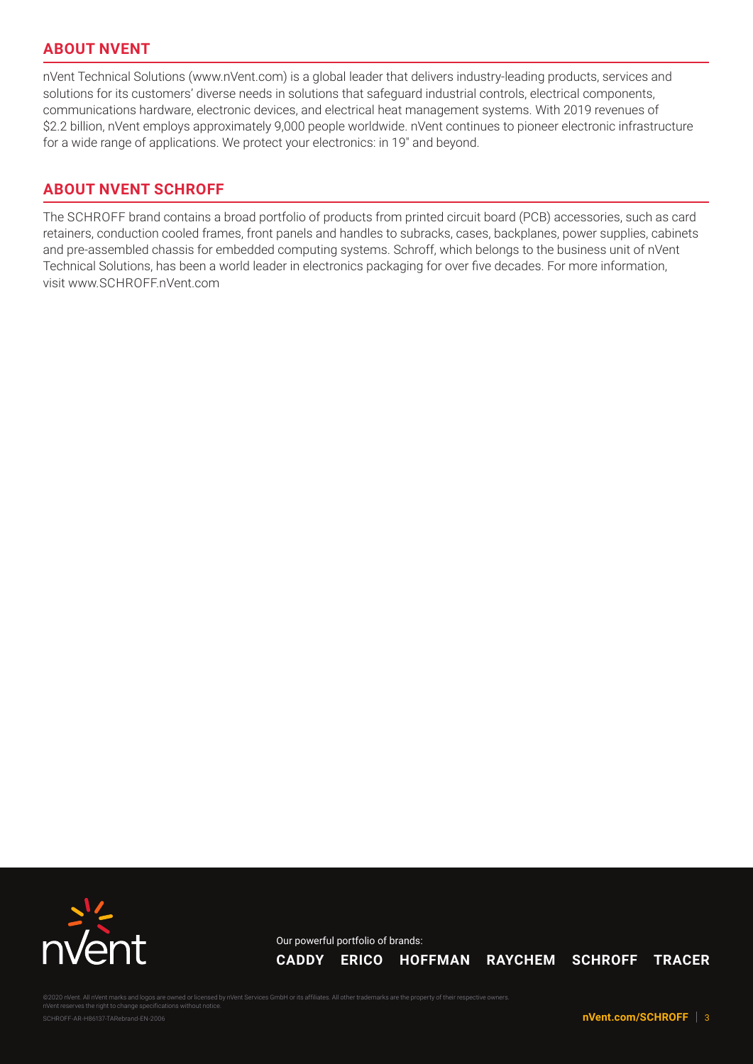## ABOUT NVENT

nVent Technical Solutions (www.nVent.com) is a global leader that delivers industry-leading products, services and solutions for its customers' diverse needs in solutions that safeguard industrial controls, electrical components, communications hardware, electronic devices, and electrical heat management systems. With 2019 revenues of $2.2 billion, nVent employs approximately 9,000 people worldwide. nVent continues to pioneer electronic infrastructure for a wide range of applications. We protect your electronics: in 19" and beyond.

## ABOUT NVENT SCHROFF

The SCHROFF brand contains a broad portfolio of products from printed circuit board (PCB) accessories, such as card retainers, conduction cooled frames, front panels and handles to subracks, cases, backplanes, power supplies, cabinets and pre-assembled chassis for embedded computing systems. Schroff, which belongs to the business unit of nVent Technical Solutions, has been a world leader in electronics packaging for over five decades. For more information, visit www.SCHROFF.nVent.com

Our powerful portfolio of brands:

**CADDY ERICO HOFFMAN RAYCHEM SCHROFF TRACER**

©2020 nVent. All nVent marks and logos are owned or licensed by nVent Services GmbH or its affiliates. All other trademarks are the property of their respective owners.
nVent reserves the right to change specifications without notice.

SCHROFF-AR-H86137-TARebrand-EN-2006

**nVent.com/SCHROFF**